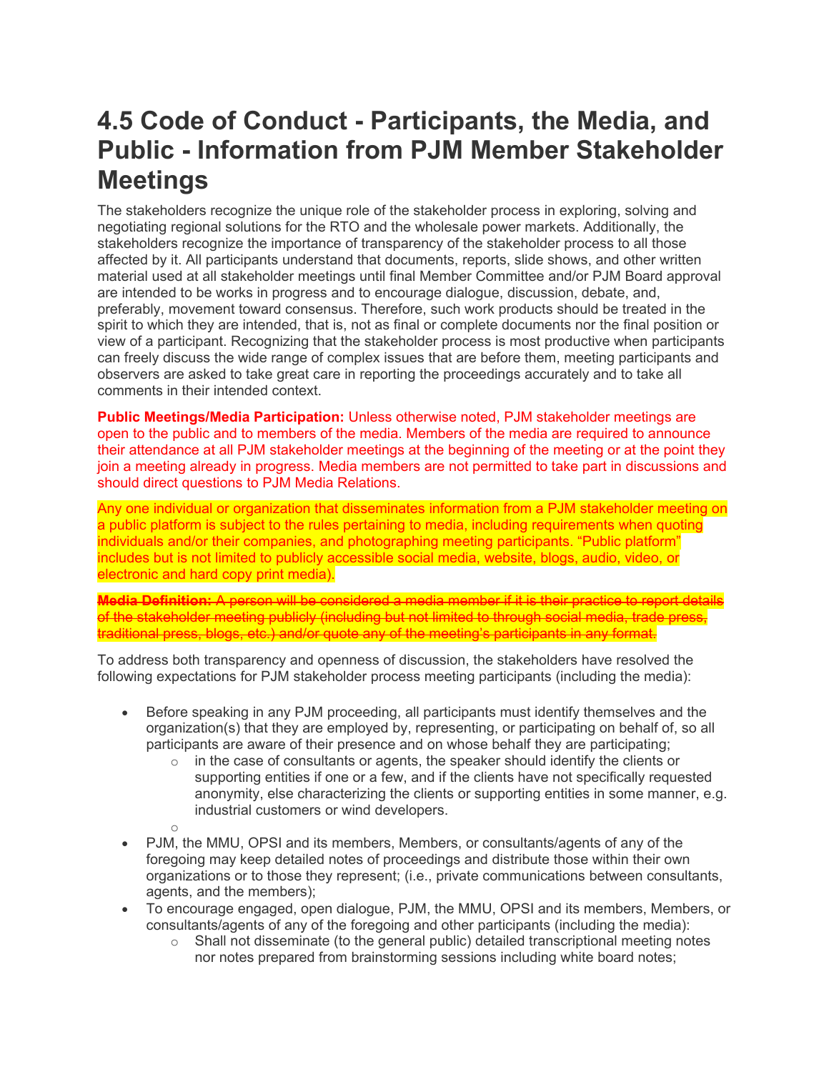# 4.5 Code of Conduct - Participants, the Media, and Public - Information from PJM Member Stakeholder Meetings

The stakeholders recognize the unique role of the stakeholder process in exploring, solving and negotiating regional solutions for the RTO and the wholesale power markets. Additionally, the stakeholders recognize the importance of transparency of the stakeholder process to all those affected by it. All participants understand that documents, reports, slide shows, and other written material used at all stakeholder meetings until final Member Committee and/or PJM Board approval are intended to be works in progress and to encourage dialogue, discussion, debate, and, preferably, movement toward consensus. Therefore, such work products should be treated in the spirit to which they are intended, that is, not as final or complete documents nor the final position or view of a participant. Recognizing that the stakeholder process is most productive when participants can freely discuss the wide range of complex issues that are before them, meeting participants and observers are asked to take great care in reporting the proceedings accurately and to take all comments in their intended context.

**Public Meetings/Media Participation:** Unless otherwise noted, PJM stakeholder meetings are open to the public and to members of the media. Members of the media are required to announce their attendance at all PJM stakeholder meetings at the beginning of the meeting or at the point they join a meeting already in progress. Media members are not permitted to take part in discussions and should direct questions to PJM Media Relations.

Any one individual or organization that disseminates information from a PJM stakeholder meeting on a public platform is subject to the rules pertaining to media, including requirements when quoting individuals and/or their companies, and photographing meeting participants. "Public platform" includes but is not limited to publicly accessible social media, website, blogs, audio, video, or electronic and hard copy print media).

~~**Media Definition:** A person will be considered a media member if it is their practice to report details of the stakeholder meeting publicly (including but not limited to through social media, trade press, traditional press, blogs, etc.) and/or quote any of the meeting's participants in any format.~~

To address both transparency and openness of discussion, the stakeholders have resolved the following expectations for PJM stakeholder process meeting participants (including the media):

- Before speaking in any PJM proceeding, all participants must identify themselves and the organization(s) that they are employed by, representing, or participating on behalf of, so all participants are aware of their presence and on whose behalf they are participating;
  - in the case of consultants or agents, the speaker should identify the clients or supporting entities if one or a few, and if the clients have not specifically requested anonymity, else characterizing the clients or supporting entities in some manner, e.g. industrial customers or wind developers.
- PJM, the MMU, OPSI and its members, Members, or consultants/agents of any of the foregoing may keep detailed notes of proceedings and distribute those within their own organizations or to those they represent; (i.e., private communications between consultants, agents, and the members);
- To encourage engaged, open dialogue, PJM, the MMU, OPSI and its members, Members, or consultants/agents of any of the foregoing and other participants (including the media):
  - Shall not disseminate (to the general public) detailed transcriptional meeting notes nor notes prepared from brainstorming sessions including white board notes;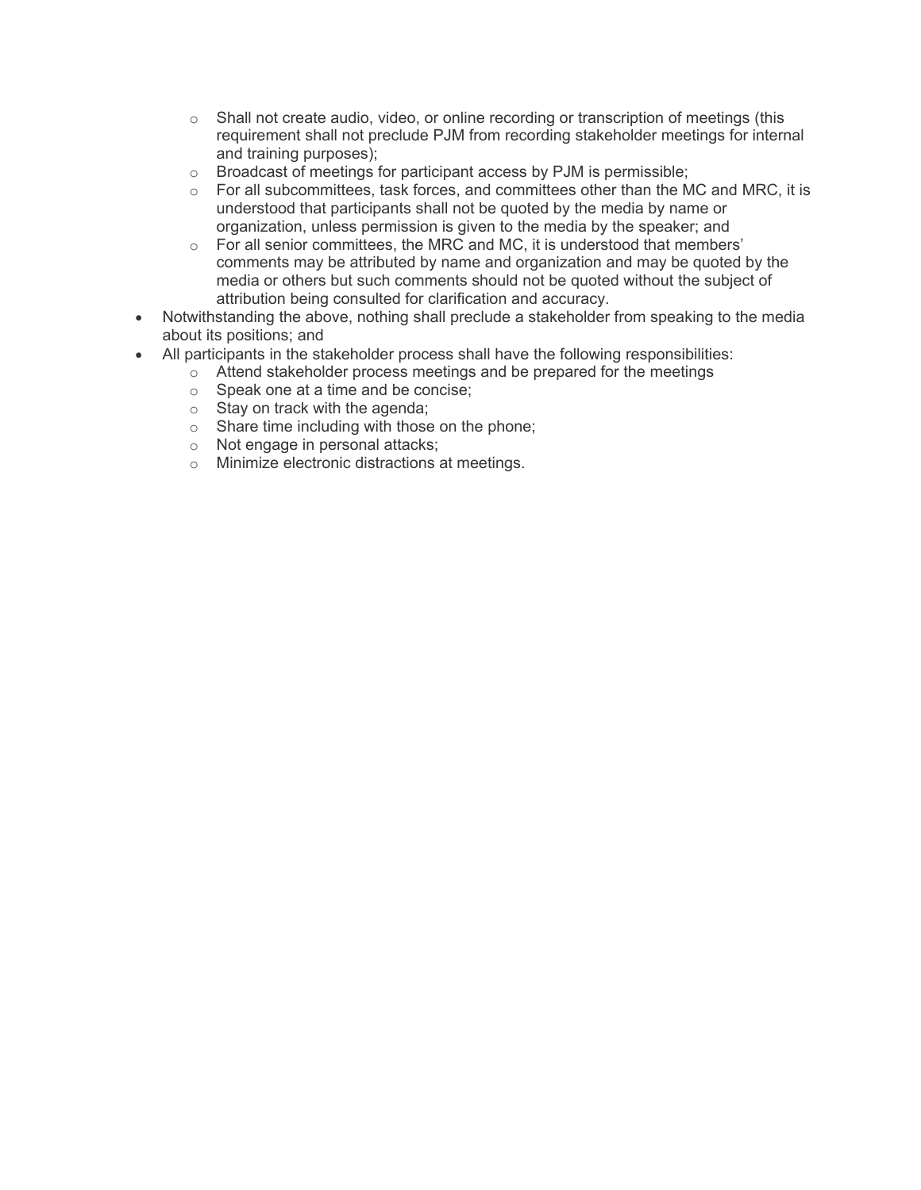- Shall not create audio, video, or online recording or transcription of meetings (this requirement shall not preclude PJM from recording stakeholder meetings for internal and training purposes);
  - Broadcast of meetings for participant access by PJM is permissible;
  - For all subcommittees, task forces, and committees other than the MC and MRC, it is understood that participants shall not be quoted by the media by name or organization, unless permission is given to the media by the speaker; and
  - For all senior committees, the MRC and MC, it is understood that members' comments may be attributed by name and organization and may be quoted by the media or others but such comments should not be quoted without the subject of attribution being consulted for clarification and accuracy.
- Notwithstanding the above, nothing shall preclude a stakeholder from speaking to the media about its positions; and
- All participants in the stakeholder process shall have the following responsibilities:
  - Attend stakeholder process meetings and be prepared for the meetings
  - Speak one at a time and be concise;
  - Stay on track with the agenda;
  - Share time including with those on the phone;
  - Not engage in personal attacks;
  - Minimize electronic distractions at meetings.